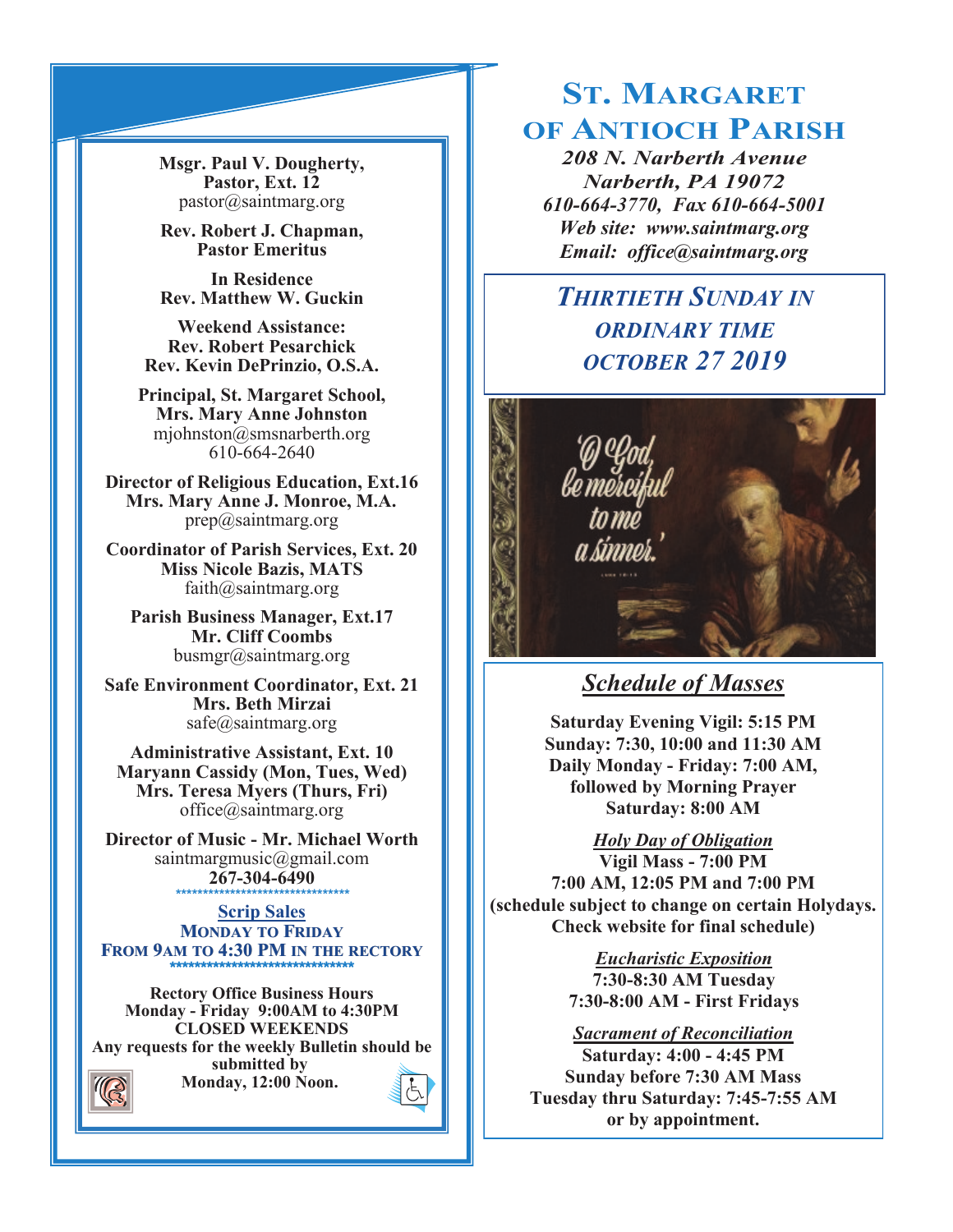# St. Margaret of Antioch Parish

***208 N. Narberth Avenue***
***Narberth, PA 19072***
***610-664-3770, Fax 610-664-5001***
***Web site: www.saintmarg.org***
***Email: office@saintmarg.org***

## *Thirtieth Sunday in Ordinary Time*
## *October 27 2019*

'O God, be merciful to me a sinner.'

## *Schedule of Masses*

**Saturday Evening Vigil: 5:15 PM**
**Sunday: 7:30, 10:00 and 11:30 AM**
**Daily Monday - Friday: 7:00 AM, followed by Morning Prayer**
**Saturday: 8:00 AM**

***Holy Day of Obligation***
**Vigil Mass - 7:00 PM**
**7:00 AM, 12:05 PM and 7:00 PM**
**(schedule subject to change on certain Holydays. Check website for final schedule)**

***Eucharistic Exposition***
**7:30-8:30 AM Tuesday**
**7:30-8:00 AM - First Fridays**

***Sacrament of Reconciliation***
**Saturday: 4:00 - 4:45 PM**
**Sunday before 7:30 AM Mass**
**Tuesday thru Saturday: 7:45-7:55 AM**
**or by appointment.**

---

**Msgr. Paul V. Dougherty, Pastor, Ext. 12**
pastor@saintmarg.org

**Rev. Robert J. Chapman, Pastor Emeritus**

**In Residence**
**Rev. Matthew W. Guckin**

**Weekend Assistance:**
**Rev. Robert Pesarchick**
**Rev. Kevin DePrinzio, O.S.A.**

**Principal, St. Margaret School,**
**Mrs. Mary Anne Johnston**
mjohnston@smsnarberth.org
610-664-2640

**Director of Religious Education, Ext.16**
**Mrs. Mary Anne J. Monroe, M.A.**
prep@saintmarg.org

**Coordinator of Parish Services, Ext. 20**
**Miss Nicole Bazis, MATS**
faith@saintmarg.org

**Parish Business Manager, Ext.17**
**Mr. Cliff Coombs**
busmgr@saintmarg.org

**Safe Environment Coordinator, Ext. 21**
**Mrs. Beth Mirzai**
safe@saintmarg.org

**Administrative Assistant, Ext. 10**
**Maryann Cassidy (Mon, Tues, Wed)**
**Mrs. Teresa Myers (Thurs, Fri)**
office@saintmarg.org

**Director of Music - Mr. Michael Worth**
saintmargmusic@gmail.com
**267-304-6490**

*******************************

**Scrip Sales**
**Monday to Friday**
**From 9AM to 4:30 PM in the Rectory**

*******************************

**Rectory Office Business Hours**
**Monday - Friday 9:00AM to 4:30PM**
**CLOSED WEEKENDS**
**Any requests for the weekly Bulletin should be submitted by Monday, 12:00 Noon.**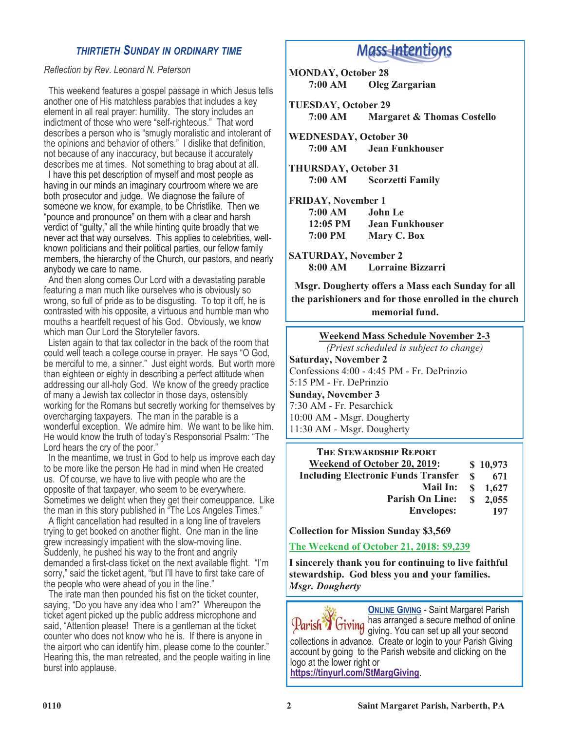## THIRTIETH SUNDAY IN ORDINARY TIME

*Reflection by Rev. Leonard N. Peterson*

This weekend features a gospel passage in which Jesus tells another one of His matchless parables that includes a key element in all real prayer: humility. The story includes an indictment of those who were "self-righteous." That word describes a person who is "smugly moralistic and intolerant of the opinions and behavior of others." I dislike that definition, not because of any inaccuracy, but because it accurately describes me at times. Not something to brag about at all.

I have this pet description of myself and most people as having in our minds an imaginary courtroom where we are both prosecutor and judge. We diagnose the failure of someone we know, for example, to be Christlike. Then we "pounce and pronounce" on them with a clear and harsh verdict of "guilty," all the while hinting quite broadly that we never act that way ourselves. This applies to celebrities, well-known politicians and their political parties, our fellow family members, the hierarchy of the Church, our pastors, and nearly anybody we care to name.

And then along comes Our Lord with a devastating parable featuring a man much like ourselves who is obviously so wrong, so full of pride as to be disgusting. To top it off, he is contrasted with his opposite, a virtuous and humble man who mouths a heartfelt request of his God. Obviously, we know which man Our Lord the Storyteller favors.

Listen again to that tax collector in the back of the room that could well teach a college course in prayer. He says "O God, be merciful to me, a sinner." Just eight words. But worth more than eighteen or eighty in describing a perfect attitude when addressing our all-holy God. We know of the greedy practice of many a Jewish tax collector in those days, ostensibly working for the Romans but secretly working for themselves by overcharging taxpayers. The man in the parable is a wonderful exception. We admire him. We want to be like him. He would know the truth of today's Responsorial Psalm: "The Lord hears the cry of the poor."

In the meantime, we trust in God to help us improve each day to be more like the person He had in mind when He created us. Of course, we have to live with people who are the opposite of that taxpayer, who seem to be everywhere. Sometimes we delight when they get their comeuppance. Like the man in this story published in "The Los Angeles Times."

A flight cancellation had resulted in a long line of travelers trying to get booked on another flight. One man in the line grew increasingly impatient with the slow-moving line. Suddenly, he pushed his way to the front and angrily demanded a first-class ticket on the next available flight. "I'm sorry," said the ticket agent, "but I'll have to first take care of the people who were ahead of you in the line."

The irate man then pounded his fist on the ticket counter, saying, "Do you have any idea who I am?" Whereupon the ticket agent picked up the public address microphone and said, "Attention please! There is a gentleman at the ticket counter who does not know who he is. If there is anyone in the airport who can identify him, please come to the counter." Hearing this, the man retreated, and the people waiting in line burst into applause.

## Mass Intentions

**MONDAY, October 28**
**7:00 AM** — **Oleg Zargarian**

**TUESDAY, October 29**
**7:00 AM** — **Margaret & Thomas Costello**

**WEDNESDAY, October 30**
**7:00 AM** — **Jean Funkhouser**

**THURSDAY, October 31**
**7:00 AM** — **Scorzetti Family**

**FRIDAY, November 1**
**7:00 AM** — **John Le**
**12:05 PM** — **Jean Funkhouser**
**7:00 PM** — **Mary C. Box**

**SATURDAY, November 2**
**8:00 AM** — **Lorraine Bizzarri**

**Msgr. Dougherty offers a Mass each Sunday for all the parishioners and for those enrolled in the church memorial fund.**

### Weekend Mass Schedule November 2-3

*(Priest scheduled is subject to change)*

**Saturday, November 2**
Confessions 4:00 - 4:45 PM - Fr. DePrinzio
5:15 PM - Fr. DePrinzio

**Sunday, November 3**
7:30 AM - Fr. Pesarchick
10:00 AM - Msgr. Dougherty
11:30 AM - Msgr. Dougherty

### THE STEWARDSHIP REPORT

| | |
|---|---|
| **Weekend of October 20, 2019:** | **$ 10,973** |
| **Including Electronic Funds Transfer** | **$ 671** |
| **Mail In:** | **$ 1,627** |
| **Parish On Line:** | **$ 2,055** |
| **Envelopes:** | **197** |

**Collection for Mission Sunday $3,569**

**The Weekend of October 21, 2018: $9,239**

**I sincerely thank you for continuing to live faithful stewardship. God bless you and your families.**
***Msgr. Dougherty***

**ONLINE GIVING** - Saint Margaret Parish has arranged a secure method of online giving. You can set up all your second collections in advance. Create or login to your Parish Giving account by going to the Parish website and clicking on the logo at the lower right or **https://tinyurl.com/StMargGiving**.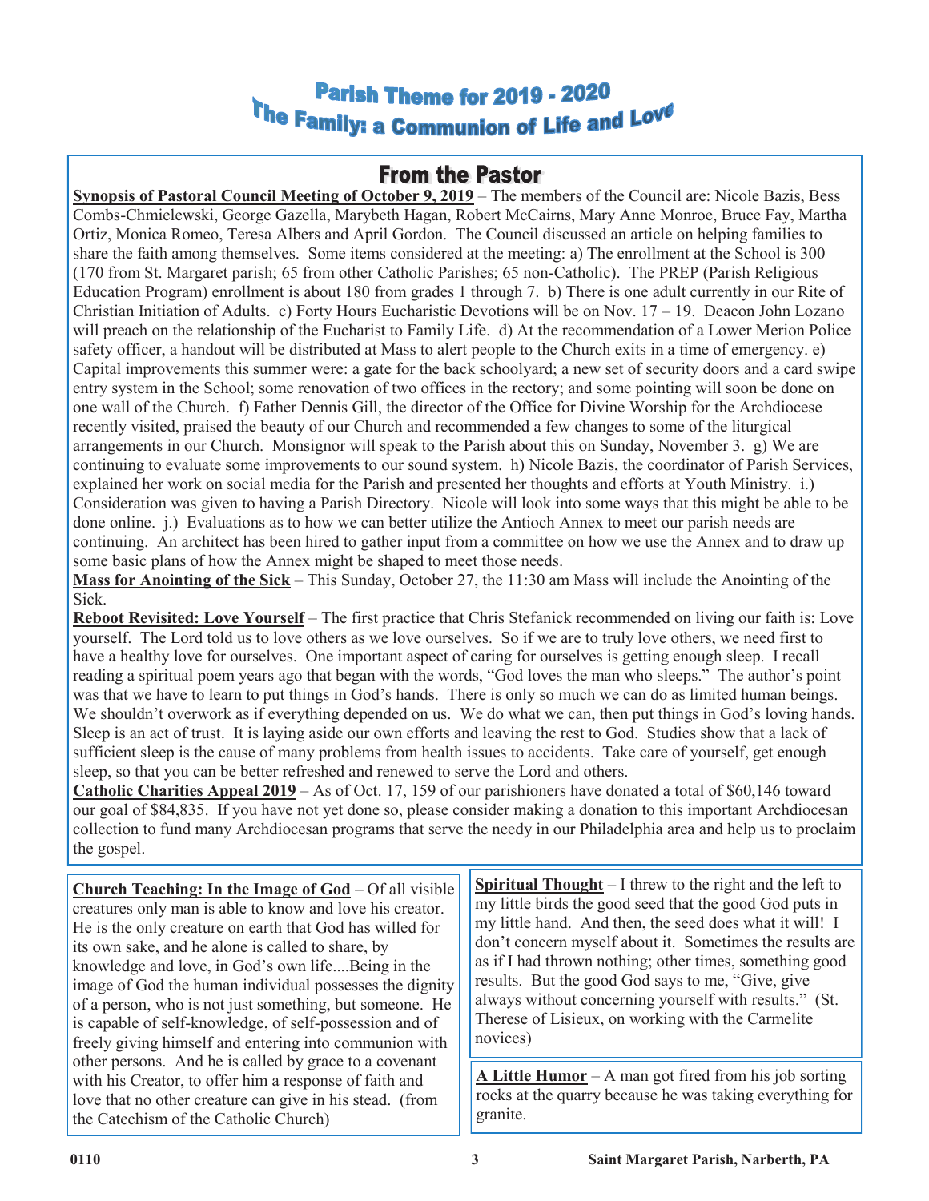# Parish Theme for 2019 - 2020
# The Family: a Communion of Life and Love

## From the Pastor

**Synopsis of Pastoral Council Meeting of October 9, 2019** – The members of the Council are: Nicole Bazis, Bess Combs-Chmielewski, George Gazella, Marybeth Hagan, Robert McCairns, Mary Anne Monroe, Bruce Fay, Martha Ortiz, Monica Romeo, Teresa Albers and April Gordon. The Council discussed an article on helping families to share the faith among themselves. Some items considered at the meeting: a) The enrollment at the School is 300 (170 from St. Margaret parish; 65 from other Catholic Parishes; 65 non-Catholic). The PREP (Parish Religious Education Program) enrollment is about 180 from grades 1 through 7. b) There is one adult currently in our Rite of Christian Initiation of Adults. c) Forty Hours Eucharistic Devotions will be on Nov. 17 – 19. Deacon John Lozano will preach on the relationship of the Eucharist to Family Life. d) At the recommendation of a Lower Merion Police safety officer, a handout will be distributed at Mass to alert people to the Church exits in a time of emergency. e) Capital improvements this summer were: a gate for the back schoolyard; a new set of security doors and a card swipe entry system in the School; some renovation of two offices in the rectory; and some pointing will soon be done on one wall of the Church. f) Father Dennis Gill, the director of the Office for Divine Worship for the Archdiocese recently visited, praised the beauty of our Church and recommended a few changes to some of the liturgical arrangements in our Church. Monsignor will speak to the Parish about this on Sunday, November 3. g) We are continuing to evaluate some improvements to our sound system. h) Nicole Bazis, the coordinator of Parish Services, explained her work on social media for the Parish and presented her thoughts and efforts at Youth Ministry. i.) Consideration was given to having a Parish Directory. Nicole will look into some ways that this might be able to be done online. j.) Evaluations as to how we can better utilize the Antioch Annex to meet our parish needs are continuing. An architect has been hired to gather input from a committee on how we use the Annex and to draw up some basic plans of how the Annex might be shaped to meet those needs.

**Mass for Anointing of the Sick** – This Sunday, October 27, the 11:30 am Mass will include the Anointing of the Sick.

**Reboot Revisited: Love Yourself** – The first practice that Chris Stefanick recommended on living our faith is: Love yourself. The Lord told us to love others as we love ourselves. So if we are to truly love others, we need first to have a healthy love for ourselves. One important aspect of caring for ourselves is getting enough sleep. I recall reading a spiritual poem years ago that began with the words, "God loves the man who sleeps." The author's point was that we have to learn to put things in God's hands. There is only so much we can do as limited human beings. We shouldn't overwork as if everything depended on us. We do what we can, then put things in God's loving hands. Sleep is an act of trust. It is laying aside our own efforts and leaving the rest to God. Studies show that a lack of sufficient sleep is the cause of many problems from health issues to accidents. Take care of yourself, get enough sleep, so that you can be better refreshed and renewed to serve the Lord and others.

**Catholic Charities Appeal 2019** – As of Oct. 17, 159 of our parishioners have donated a total of $60,146 toward our goal of $84,835. If you have not yet done so, please consider making a donation to this important Archdiocesan collection to fund many Archdiocesan programs that serve the needy in our Philadelphia area and help us to proclaim the gospel.

**Church Teaching: In the Image of God** – Of all visible creatures only man is able to know and love his creator. He is the only creature on earth that God has willed for its own sake, and he alone is called to share, by knowledge and love, in God's own life....Being in the image of God the human individual possesses the dignity of a person, who is not just something, but someone. He is capable of self-knowledge, of self-possession and of freely giving himself and entering into communion with other persons. And he is called by grace to a covenant with his Creator, to offer him a response of faith and love that no other creature can give in his stead. (from the Catechism of the Catholic Church)

**Spiritual Thought** – I threw to the right and the left to my little birds the good seed that the good God puts in my little hand. And then, the seed does what it will! I don't concern myself about it. Sometimes the results are as if I had thrown nothing; other times, something good results. But the good God says to me, "Give, give always without concerning yourself with results." (St. Therese of Lisieux, on working with the Carmelite novices)

**A Little Humor** – A man got fired from his job sorting rocks at the quarry because he was taking everything for granite.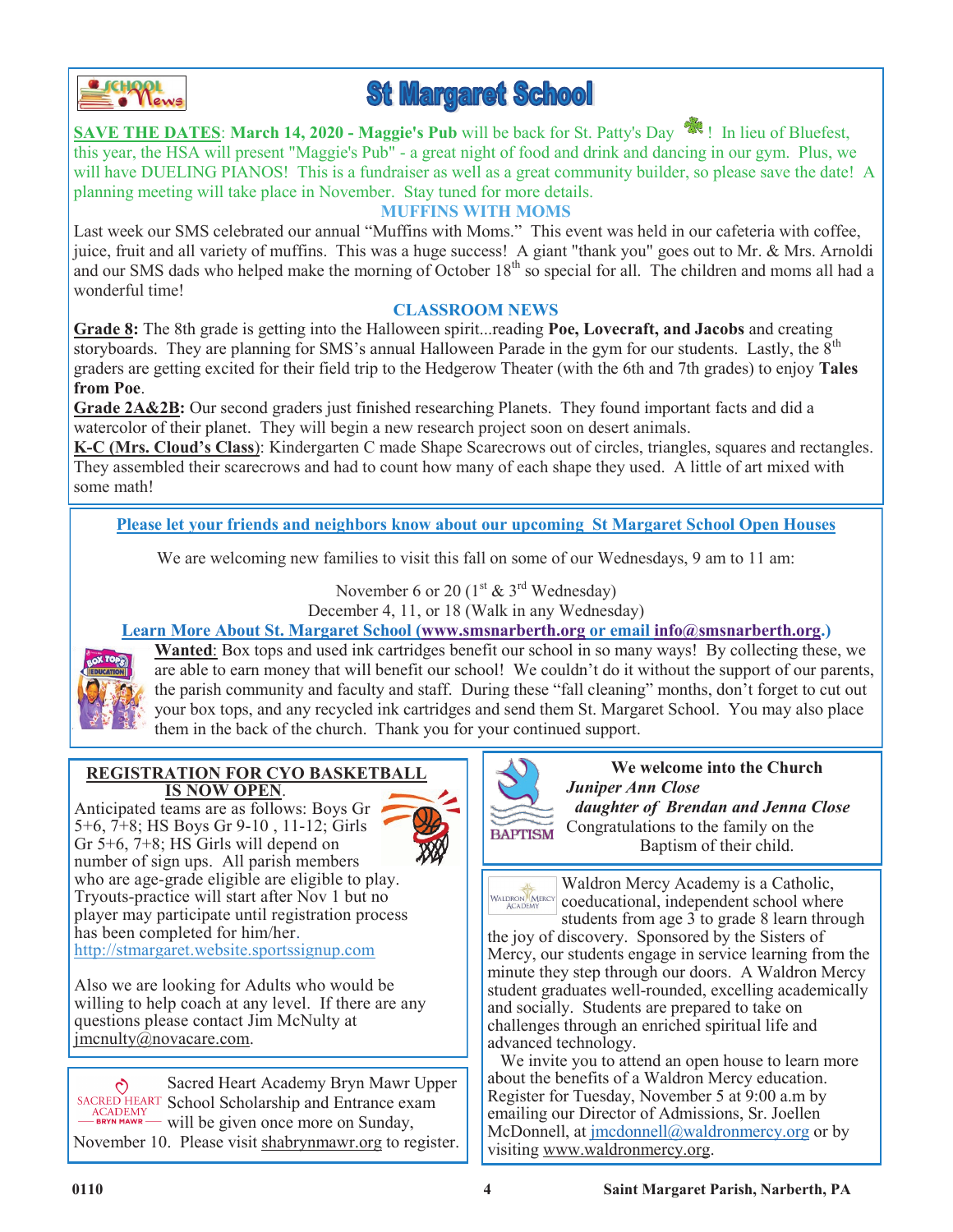# St Margaret School

**SAVE THE DATES**: **March 14, 2020 - Maggie's Pub** will be back for St. Patty's Day! In lieu of Bluefest, this year, the HSA will present "Maggie's Pub" - a great night of food and drink and dancing in our gym. Plus, we will have DUELING PIANOS! This is a fundraiser as well as a great community builder, so please save the date! A planning meeting will take place in November. Stay tuned for more details.

## MUFFINS WITH MOMS

Last week our SMS celebrated our annual "Muffins with Moms." This event was held in our cafeteria with coffee, juice, fruit and all variety of muffins. This was a huge success! A giant "thank you" goes out to Mr. & Mrs. Arnoldi and our SMS dads who helped make the morning of October 18th so special for all. The children and moms all had a wonderful time!

## CLASSROOM NEWS

**Grade 8:** The 8th grade is getting into the Halloween spirit...reading **Poe, Lovecraft, and Jacobs** and creating storyboards. They are planning for SMS's annual Halloween Parade in the gym for our students. Lastly, the 8th graders are getting excited for their field trip to the Hedgerow Theater (with the 6th and 7th grades) to enjoy **Tales from Poe**.

**Grade 2A&2B:** Our second graders just finished researching Planets. They found important facts and did a watercolor of their planet. They will begin a new research project soon on desert animals.

**K-C (Mrs. Cloud's Class)**: Kindergarten C made Shape Scarecrows out of circles, triangles, squares and rectangles. They assembled their scarecrows and had to count how many of each shape they used. A little of art mixed with some math!

**Please let your friends and neighbors know about our upcoming St Margaret School Open Houses**

We are welcoming new families to visit this fall on some of our Wednesdays, 9 am to 11 am:

November 6 or 20 (1st & 3rd Wednesday)
December 4, 11, or 18 (Walk in any Wednesday)

**Learn More About St. Margaret School (www.smsnarberth.org or email info@smsnarberth.org.)**

**Wanted**: Box tops and used ink cartridges benefit our school in so many ways! By collecting these, we are able to earn money that will benefit our school! We couldn't do it without the support of our parents, the parish community and faculty and staff. During these "fall cleaning" months, don't forget to cut out your box tops, and any recycled ink cartridges and send them St. Margaret School. You may also place them in the back of the church. Thank you for your continued support.

## REGISTRATION FOR CYO BASKETBALL IS NOW OPEN.

Anticipated teams are as follows: Boys Gr 5+6, 7+8; HS Boys Gr 9-10 , 11-12; Girls Gr 5+6, 7+8; HS Girls will depend on number of sign ups. All parish members who are age-grade eligible are eligible to play. Tryouts-practice will start after Nov 1 but no player may participate until registration process has been completed for him/her.
http://stmargaret.website.sportssignup.com

Also we are looking for Adults who would be willing to help coach at any level. If there are any questions please contact Jim McNulty at jmcnulty@novacare.com.

Sacred Heart Academy Bryn Mawr Upper School Scholarship and Entrance exam will be given once more on Sunday, November 10. Please visit shabrynmawr.org to register.

**We welcome into the Church**
***Juniper Ann Close***
***daughter of Brendan and Jenna Close***
Congratulations to the family on the Baptism of their child.

Waldron Mercy Academy is a Catholic, coeducational, independent school where students from age 3 to grade 8 learn through the joy of discovery. Sponsored by the Sisters of Mercy, our students engage in service learning from the minute they step through our doors. A Waldron Mercy student graduates well-rounded, excelling academically and socially. Students are prepared to take on challenges through an enriched spiritual life and advanced technology.

We invite you to attend an open house to learn more about the benefits of a Waldron Mercy education. Register for Tuesday, November 5 at 9:00 a.m by emailing our Director of Admissions, Sr. Joellen McDonnell, at jmcdonnell@waldronmercy.org or by visiting www.waldronmercy.org.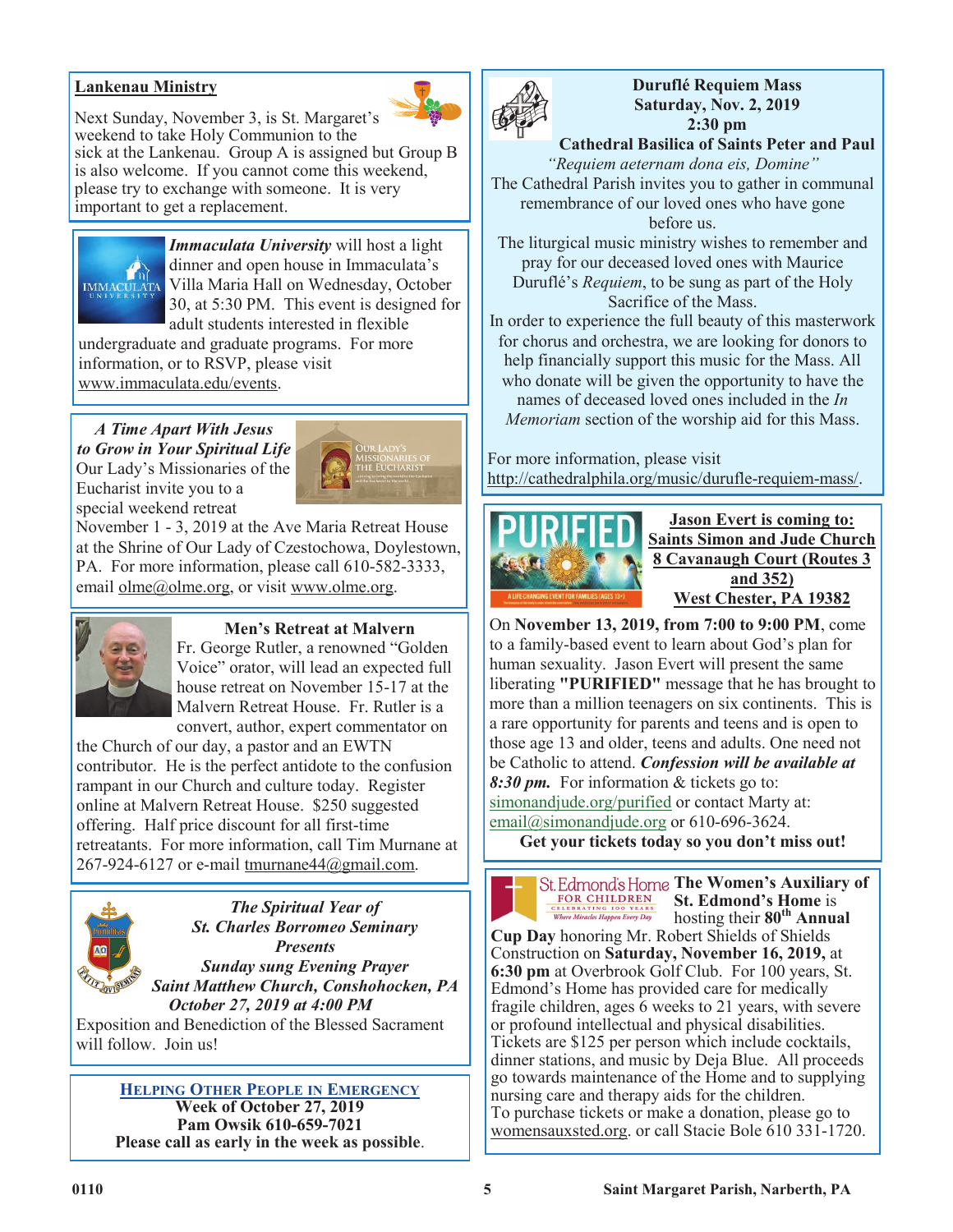## Lankenau Ministry

Next Sunday, November 3, is St. Margaret's weekend to take Holy Communion to the sick at the Lankenau. Group A is assigned but Group B is also welcome. If you cannot come this weekend, please try to exchange with someone. It is very important to get a replacement.

***Immaculata University*** will host a light dinner and open house in Immaculata's Villa Maria Hall on Wednesday, October 30, at 5:30 PM. This event is designed for adult students interested in flexible undergraduate and graduate programs. For more information, or to RSVP, please visit www.immaculata.edu/events.

***A Time Apart With Jesus to Grow in Your Spiritual Life***

Our Lady's Missionaries of the Eucharist invite you to a special weekend retreat November 1 - 3, 2019 at the Ave Maria Retreat House at the Shrine of Our Lady of Czestochowa, Doylestown, PA. For more information, please call 610-582-3333, email olme@olme.org, or visit www.olme.org.

### Men's Retreat at Malvern

Fr. George Rutler, a renowned "Golden Voice" orator, will lead an expected full house retreat on November 15-17 at the Malvern Retreat House. Fr. Rutler is a convert, author, expert commentator on the Church of our day, a pastor and an EWTN contributor. He is the perfect antidote to the confusion rampant in our Church and culture today. Register online at Malvern Retreat House. $250 suggested offering. Half price discount for all first-time retreatants. For more information, call Tim Murnane at 267-924-6127 or e-mail tmurnane44@gmail.com.

***The Spiritual Year of***
***St. Charles Borromeo Seminary***
***Presents***
***Sunday sung Evening Prayer***
***Saint Matthew Church, Conshohocken, PA***
***October 27, 2019 at 4:00 PM***

Exposition and Benediction of the Blessed Sacrament will follow. Join us!

**HELPING OTHER PEOPLE IN EMERGENCY**
**Week of October 27, 2019**
**Pam Owsik 610-659-7021**
**Please call as early in the week as possible.**

### Duruflé Requiem Mass
**Saturday, Nov. 2, 2019**
**2:30 pm**
**Cathedral Basilica of Saints Peter and Paul**

*"Requiem aeternam dona eis, Domine"*

The Cathedral Parish invites you to gather in communal remembrance of our loved ones who have gone before us.

The liturgical music ministry wishes to remember and pray for our deceased loved ones with Maurice Duruflé's *Requiem*, to be sung as part of the Holy Sacrifice of the Mass.

In order to experience the full beauty of this masterwork for chorus and orchestra, we are looking for donors to help financially support this music for the Mass. All who donate will be given the opportunity to have the names of deceased loved ones included in the *In Memoriam* section of the worship aid for this Mass.

For more information, please visit http://cathedralphila.org/music/durufle-requiem-mass/.

### Jason Evert is coming to: Saints Simon and Jude Church
**8 Cavanaugh Court (Routes 3 and 352)**
**West Chester, PA 19382**

On **November 13, 2019, from 7:00 to 9:00 PM**, come to a family-based event to learn about God's plan for human sexuality. Jason Evert will present the same liberating **"PURIFIED"** message that he has brought to more than a million teenagers on six continents. This is a rare opportunity for parents and teens and is open to those age 13 and older, teens and adults. One need not be Catholic to attend. ***Confession will be available at 8:30 pm.*** For information & tickets go to: simonandjude.org/purified or contact Marty at: email@simonandjude.org or 610-696-3624.

**Get your tickets today so you don't miss out!**

**The Women's Auxiliary of St. Edmond's Home** is hosting their **80th Annual Cup Day** honoring Mr. Robert Shields of Shields Construction on **Saturday, November 16, 2019,** at **6:30 pm** at Overbrook Golf Club. For 100 years, St. Edmond's Home has provided care for medically fragile children, ages 6 weeks to 21 years, with severe or profound intellectual and physical disabilities. Tickets are $125 per person which include cocktails, dinner stations, and music by Deja Blue. All proceeds go towards maintenance of the Home and to supplying nursing care and therapy aids for the children. To purchase tickets or make a donation, please go to womensauxsted.org. or call Stacie Bole 610 331-1720.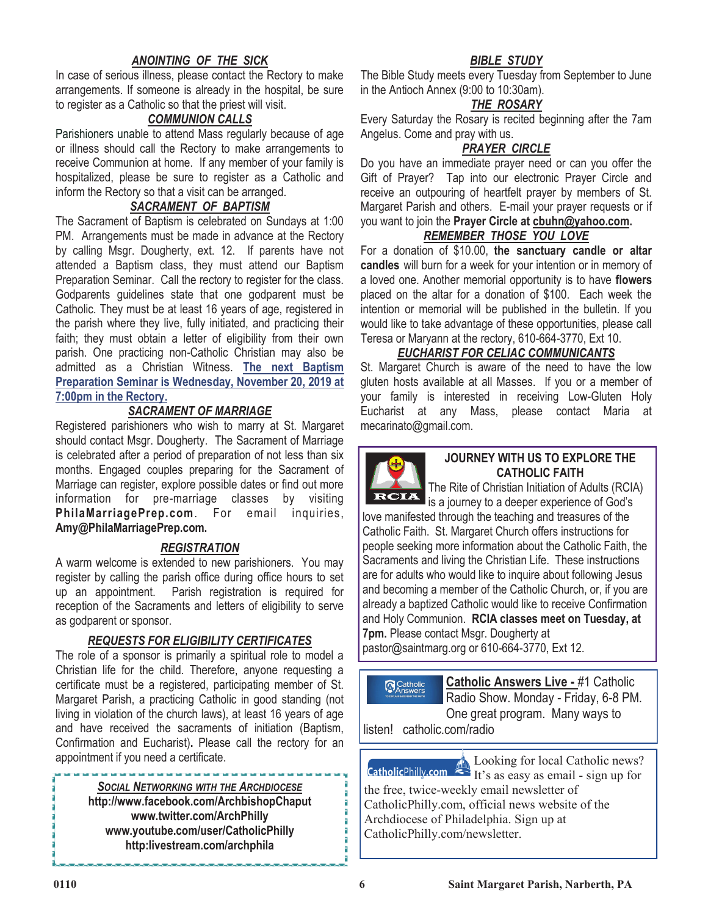### ***ANOINTING OF THE SICK***

In case of serious illness, please contact the Rectory to make arrangements. If someone is already in the hospital, be sure to register as a Catholic so that the priest will visit.

### ***COMMUNION CALLS***

Parishioners unable to attend Mass regularly because of age or illness should call the Rectory to make arrangements to receive Communion at home. If any member of your family is hospitalized, please be sure to register as a Catholic and inform the Rectory so that a visit can be arranged.

### ***SACRAMENT OF BAPTISM***

The Sacrament of Baptism is celebrated on Sundays at 1:00 PM. Arrangements must be made in advance at the Rectory by calling Msgr. Dougherty, ext. 12. If parents have not attended a Baptism class, they must attend our Baptism Preparation Seminar. Call the rectory to register for the class. Godparents guidelines state that one godparent must be Catholic. They must be at least 16 years of age, registered in the parish where they live, fully initiated, and practicing their faith; they must obtain a letter of eligibility from their own parish. One practicing non-Catholic Christian may also be admitted as a Christian Witness. **The next Baptism Preparation Seminar is Wednesday, November 20, 2019 at 7:00pm in the Rectory.**

### ***SACRAMENT OF MARRIAGE***

Registered parishioners who wish to marry at St. Margaret should contact Msgr. Dougherty. The Sacrament of Marriage is celebrated after a period of preparation of not less than six months. Engaged couples preparing for the Sacrament of Marriage can register, explore possible dates or find out more information for pre-marriage classes by visiting **PhilaMarriagePrep.com**. For email inquiries, **Amy@PhilaMarriagePrep.com.**

### ***REGISTRATION***

A warm welcome is extended to new parishioners. You may register by calling the parish office during office hours to set up an appointment. Parish registration is required for reception of the Sacraments and letters of eligibility to serve as godparent or sponsor.

### ***REQUESTS FOR ELIGIBILITY CERTIFICATES***

The role of a sponsor is primarily a spiritual role to model a Christian life for the child. Therefore, anyone requesting a certificate must be a registered, participating member of St. Margaret Parish, a practicing Catholic in good standing (not living in violation of the church laws), at least 16 years of age and have received the sacraments of initiation (Baptism, Confirmation and Eucharist). Please call the rectory for an appointment if you need a certificate.

***SOCIAL NETWORKING WITH THE ARCHDIOCESE***

**http://www.facebook.com/ArchbishopChaput**
**www.twitter.com/ArchPhilly**
**www.youtube.com/user/CatholicPhilly**
**http:livestream.com/archphila**

### ***BIBLE STUDY***

The Bible Study meets every Tuesday from September to June in the Antioch Annex (9:00 to 10:30am).

### ***THE ROSARY***

Every Saturday the Rosary is recited beginning after the 7am Angelus. Come and pray with us.

### ***PRAYER CIRCLE***

Do you have an immediate prayer need or can you offer the Gift of Prayer? Tap into our electronic Prayer Circle and receive an outpouring of heartfelt prayer by members of St. Margaret Parish and others. E-mail your prayer requests or if you want to join the **Prayer Circle at cbuhn@yahoo.com.**

### ***REMEMBER THOSE YOU LOVE***

For a donation of $10.00, **the sanctuary candle or altar candles** will burn for a week for your intention or in memory of a loved one. Another memorial opportunity is to have **flowers** placed on the altar for a donation of $100. Each week the intention or memorial will be published in the bulletin. If you would like to take advantage of these opportunities, please call Teresa or Maryann at the rectory, 610-664-3770, Ext 10.

### ***EUCHARIST FOR CELIAC COMMUNICANTS***

St. Margaret Church is aware of the need to have the low gluten hosts available at all Masses. If you or a member of your family is interested in receiving Low-Gluten Holy Eucharist at any Mass, please contact Maria at mecarinato@gmail.com.

### JOURNEY WITH US TO EXPLORE THE CATHOLIC FAITH

RCIA

The Rite of Christian Initiation of Adults (RCIA) is a journey to a deeper experience of God's love manifested through the teaching and treasures of the Catholic Faith. St. Margaret Church offers instructions for people seeking more information about the Catholic Faith, the Sacraments and living the Christian Life. These instructions are for adults who would like to inquire about following Jesus and becoming a member of the Catholic Church, or, if you are already a baptized Catholic would like to receive Confirmation and Holy Communion. **RCIA classes meet on Tuesday, at 7pm.** Please contact Msgr. Dougherty at pastor@saintmarg.org or 610-664-3770, Ext 12.

Catholic Answers

**Catholic Answers Live -** #1 Catholic Radio Show. Monday - Friday, 6-8 PM. One great program. Many ways to listen! catholic.com/radio

CatholicPhilly.com

Looking for local Catholic news? It's as easy as email - sign up for the free, twice-weekly email newsletter of CatholicPhilly.com, official news website of the Archdiocese of Philadelphia. Sign up at CatholicPhilly.com/newsletter.